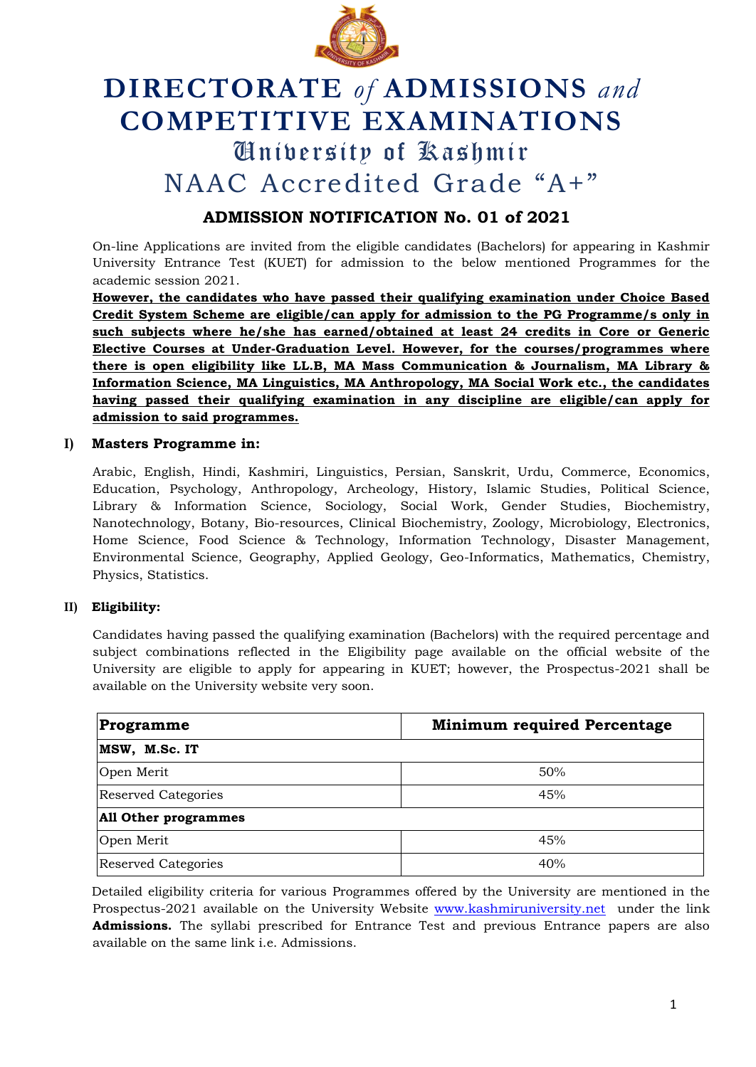# DIRECTORATE *of* ADMISSIONS *and* COMPETITIVE EXAMINATIONS

## University of Kashmir

## NAAC Accredited Grade "A+"

### ADMISSION NOTIFICATION No. 01 of 2021

On-line Applications are invited from the eligible candidates (Bachelors) for appearing in Kashmir University Entrance Test (KUET) for admission to the below mentioned Programmes for the academic session 2021.

**However, the candidates who have passed their qualifying examination under Choice Based Credit System Scheme are eligible/can apply for admission to the PG Programme/s only in such subjects where he/she has earned/obtained at least 24 credits in Core or Generic Elective Courses at Under-Graduation Level. However, for the courses/programmes where there is open eligibility like LL.B, MA Mass Communication & Journalism, MA Library & Information Science, MA Linguistics, MA Anthropology, MA Social Work etc., the candidates having passed their qualifying examination in any discipline are eligible/can apply for admission to said programmes.**

**I) Masters Programme in:**

Arabic, English, Hindi, Kashmiri, Linguistics, Persian, Sanskrit, Urdu, Commerce, Economics, Education, Psychology, Anthropology, Archeology, History, Islamic Studies, Political Science, Library & Information Science, Sociology, Social Work, Gender Studies, Biochemistry, Nanotechnology, Botany, Bio-resources, Clinical Biochemistry, Zoology, Microbiology, Electronics, Home Science, Food Science & Technology, Information Technology, Disaster Management, Environmental Science, Geography, Applied Geology, Geo-Informatics, Mathematics, Chemistry, Physics, Statistics.

**II) Eligibility:**

Candidates having passed the qualifying examination (Bachelors) with the required percentage and subject combinations reflected in the Eligibility page available on the official website of the University are eligible to apply for appearing in KUET; however, the Prospectus-2021 shall be available on the University website very soon.

| Programme | Minimum required Percentage |
|---|---|
| **MSW, M.Sc. IT** | |
| Open Merit | 50% |
| Reserved Categories | 45% |
| **All Other programmes** | |
| Open Merit | 45% |
| Reserved Categories | 40% |

Detailed eligibility criteria for various Programmes offered by the University are mentioned in the Prospectus-2021 available on the University Website www.kashmiruniversity.net under the link **Admissions.** The syllabi prescribed for Entrance Test and previous Entrance papers are also available on the same link i.e. Admissions.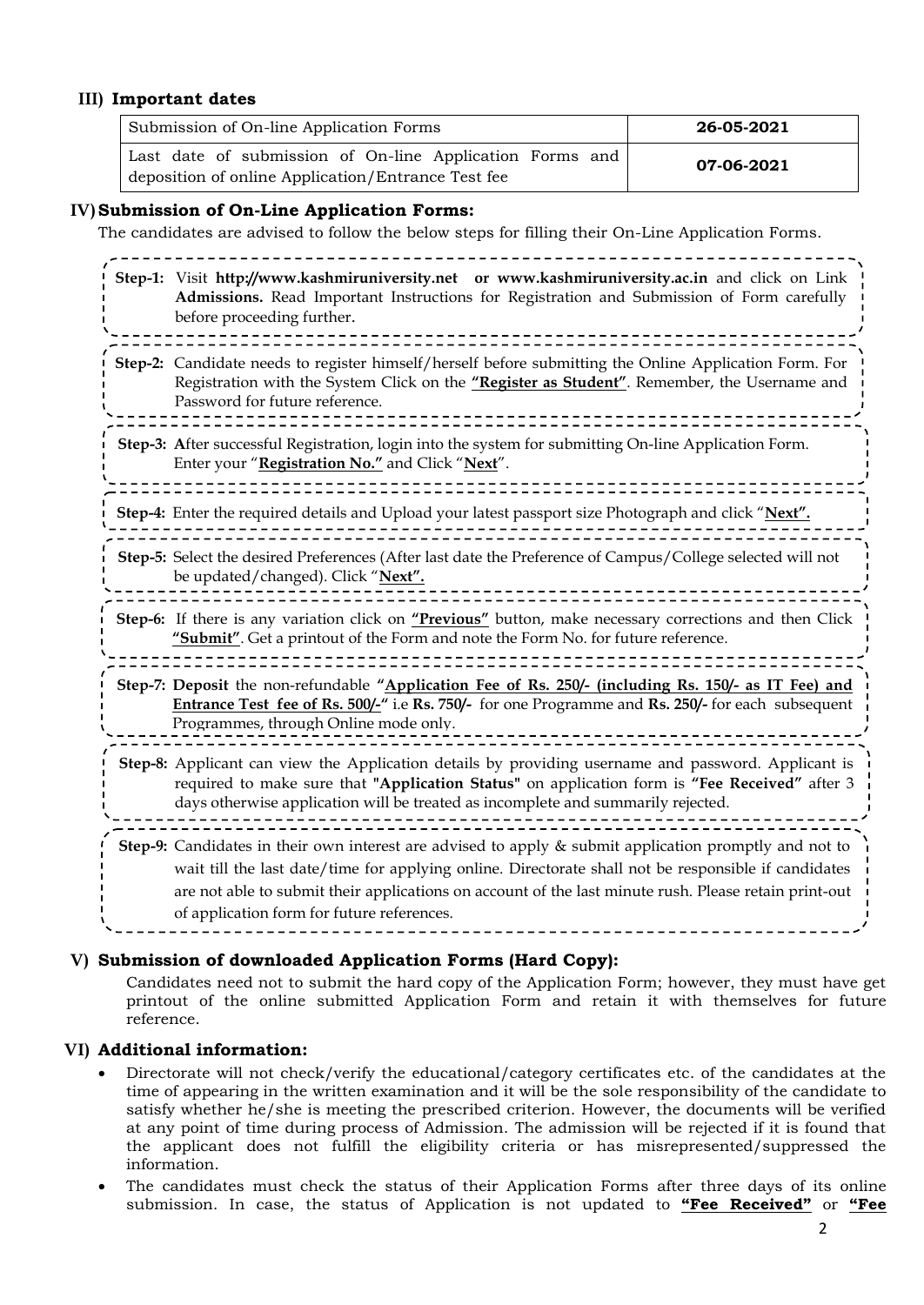### III) Important dates

| Submission of On-line Application Forms | **26-05-2021** |
|---|---|
| Last date of submission of On-line Application Forms and deposition of online Application/Entrance Test fee | **07-06-2021** |

### IV) Submission of On-Line Application Forms:

The candidates are advised to follow the below steps for filling their On-Line Application Forms.

**Step-1:** Visit **http://www.kashmiruniversity.net or www.kashmiruniversity.ac.in** and click on Link **Admissions.** Read Important Instructions for Registration and Submission of Form carefully before proceeding further.

**Step-2:** Candidate needs to register himself/herself before submitting the Online Application Form. For Registration with the System Click on the **"Register as Student"**. Remember, the Username and Password for future reference.

**Step-3:** **A**fter successful Registration, login into the system for submitting On-line Application Form. Enter your "**Registration No."** and Click "**Next**".

**Step-4:** Enter the required details and Upload your latest passport size Photograph and click "**Next".**

**Step-5:** Select the desired Preferences (After last date the Preference of Campus/College selected will not be updated/changed). Click "**Next".**

**Step-6:** If there is any variation click on **"Previous"** button, make necessary corrections and then Click **"Submit"**. Get a printout of the Form and note the Form No. for future reference.

**Step-7:** **Deposit** the non-refundable **"Application Fee of Rs. 250/- (including Rs. 150/- as IT Fee) and Entrance Test fee of Rs. 500/-"** i.e **Rs. 750/-** for one Programme and **Rs. 250/-** for each subsequent Programmes, through Online mode only.

**Step-8:** Applicant can view the Application details by providing username and password. Applicant is required to make sure that **"Application Status"** on application form is **"Fee Received"** after 3 days otherwise application will be treated as incomplete and summarily rejected.

**Step-9:** Candidates in their own interest are advised to apply & submit application promptly and not to wait till the last date/time for applying online. Directorate shall not be responsible if candidates are not able to submit their applications on account of the last minute rush. Please retain print-out of application form for future references.

### V) Submission of downloaded Application Forms (Hard Copy):

Candidates need not to submit the hard copy of the Application Form; however, they must have get printout of the online submitted Application Form and retain it with themselves for future reference.

### VI) Additional information:

- Directorate will not check/verify the educational/category certificates etc. of the candidates at the time of appearing in the written examination and it will be the sole responsibility of the candidate to satisfy whether he/she is meeting the prescribed criterion. However, the documents will be verified at any point of time during process of Admission. The admission will be rejected if it is found that the applicant does not fulfill the eligibility criteria or has misrepresented/suppressed the information.
- The candidates must check the status of their Application Forms after three days of its online submission. In case, the status of Application is not updated to **"Fee Received"** or **"Fee**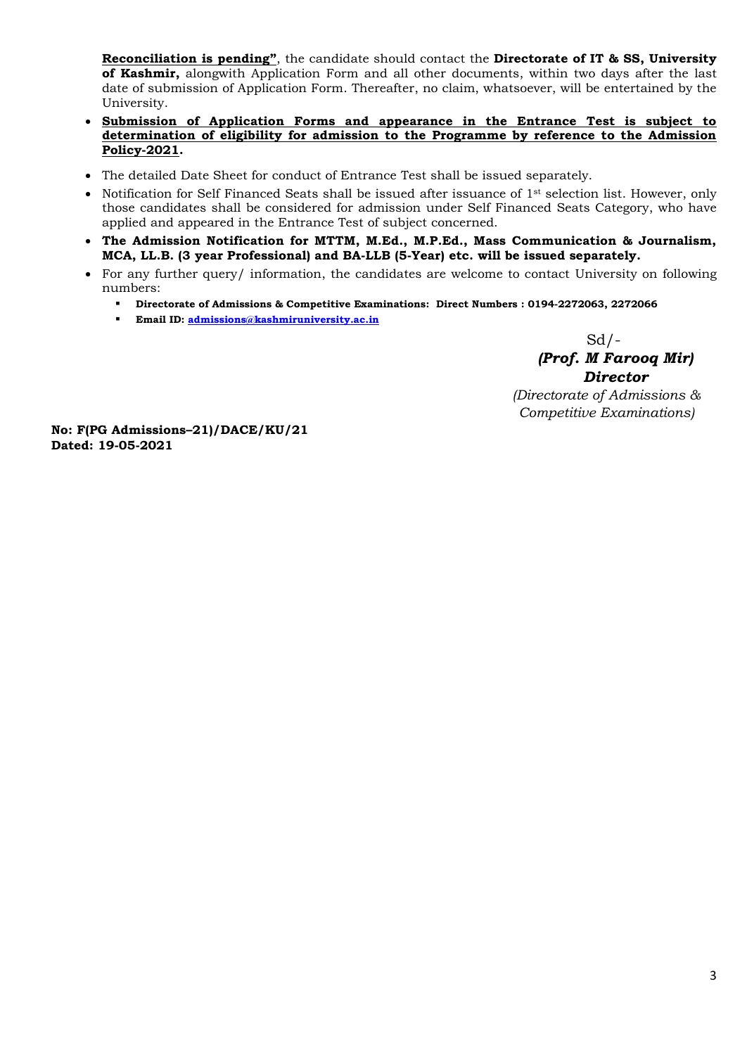**<u>Reconciliation is pending"</u>**, the candidate should contact the **Directorate of IT & SS, University of Kashmir,** alongwith Application Form and all other documents, within two days after the last date of submission of Application Form. Thereafter, no claim, whatsoever, will be entertained by the University.

- **<u>Submission of Application Forms and appearance in the Entrance Test is subject to determination of eligibility for admission to the Programme by reference to the Admission Policy-2021</u>.**
- The detailed Date Sheet for conduct of Entrance Test shall be issued separately.
- Notification for Self Financed Seats shall be issued after issuance of 1st selection list. However, only those candidates shall be considered for admission under Self Financed Seats Category, who have applied and appeared in the Entrance Test of subject concerned.
- **The Admission Notification for MTTM, M.Ed., M.P.Ed., Mass Communication & Journalism, MCA, LL.B. (3 year Professional) and BA-LLB (5-Year) etc. will be issued separately.**
- For any further query/ information, the candidates are welcome to contact University on following numbers:
  - **Directorate of Admissions & Competitive Examinations: Direct Numbers : 0194-2272063, 2272066**
  - **Email ID: admissions@kashmiruniversity.ac.in**

Sd/-
***(Prof. M Farooq Mir)***
***Director***
*(Directorate of Admissions & Competitive Examinations)*

**No: F(PG Admissions–21)/DACE/KU/21**
**Dated: 19-05-2021**